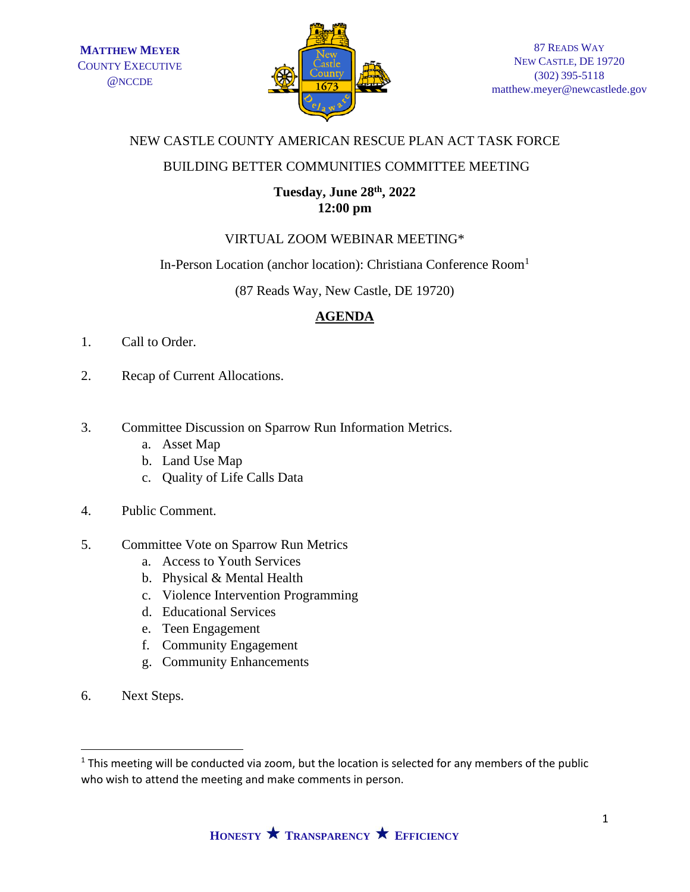**MATTHEW MEYER**
COUNTY EXECUTIVE
@NCCDE

87 READS WAY
NEW CASTLE, DE 19720
(302) 395-5118
matthew.meyer@newcastlede.gov

NEW CASTLE COUNTY AMERICAN RESCUE PLAN ACT TASK FORCE

BUILDING BETTER COMMUNITIES COMMITTEE MEETING

**Tuesday, June 28th, 2022**
**12:00 pm**

VIRTUAL ZOOM WEBINAR MEETING*

In-Person Location (anchor location): Christiana Conference Room[1]

(87 Reads Way, New Castle, DE 19720)

## AGENDA

1. Call to Order.

2. Recap of Current Allocations.

3. Committee Discussion on Sparrow Run Information Metrics.
   a. Asset Map
   b. Land Use Map
   c. Quality of Life Calls Data

4. Public Comment.

5. Committee Vote on Sparrow Run Metrics
   a. Access to Youth Services
   b. Physical & Mental Health
   c. Violence Intervention Programming
   d. Educational Services
   e. Teen Engagement
   f. Community Engagement
   g. Community Enhancements

6. Next Steps.

---

[1] This meeting will be conducted via zoom, but the location is selected for any members of the public who wish to attend the meeting and make comments in person.

HONESTY ★ TRANSPARENCY ★ EFFICIENCY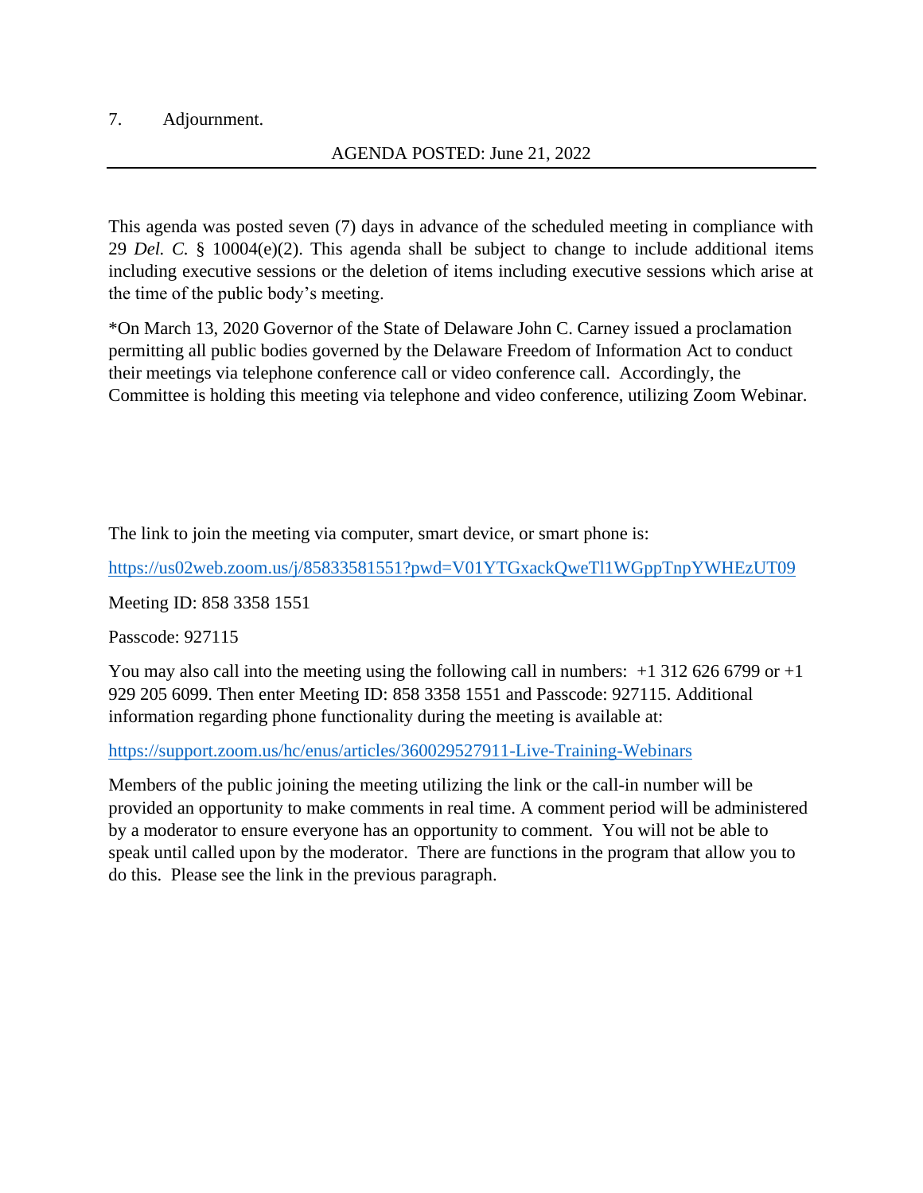7. Adjournment.

AGENDA POSTED: June 21, 2022

---

This agenda was posted seven (7) days in advance of the scheduled meeting in compliance with 29 *Del. C.* § 10004(e)(2). This agenda shall be subject to change to include additional items including executive sessions or the deletion of items including executive sessions which arise at the time of the public body's meeting.

*On March 13, 2020 Governor of the State of Delaware John C. Carney issued a proclamation permitting all public bodies governed by the Delaware Freedom of Information Act to conduct their meetings via telephone conference call or video conference call. Accordingly, the Committee is holding this meeting via telephone and video conference, utilizing Zoom Webinar.

The link to join the meeting via computer, smart device, or smart phone is:

https://us02web.zoom.us/j/85833581551?pwd=V01YTGxackQweTl1WGppTnpYWHEzUT09

Meeting ID: 858 3358 1551

Passcode: 927115

You may also call into the meeting using the following call in numbers: +1 312 626 6799 or +1 929 205 6099. Then enter Meeting ID: 858 3358 1551 and Passcode: 927115. Additional information regarding phone functionality during the meeting is available at:

https://support.zoom.us/hc/enus/articles/360029527911-Live-Training-Webinars

Members of the public joining the meeting utilizing the link or the call-in number will be provided an opportunity to make comments in real time. A comment period will be administered by a moderator to ensure everyone has an opportunity to comment. You will not be able to speak until called upon by the moderator. There are functions in the program that allow you to do this. Please see the link in the previous paragraph.